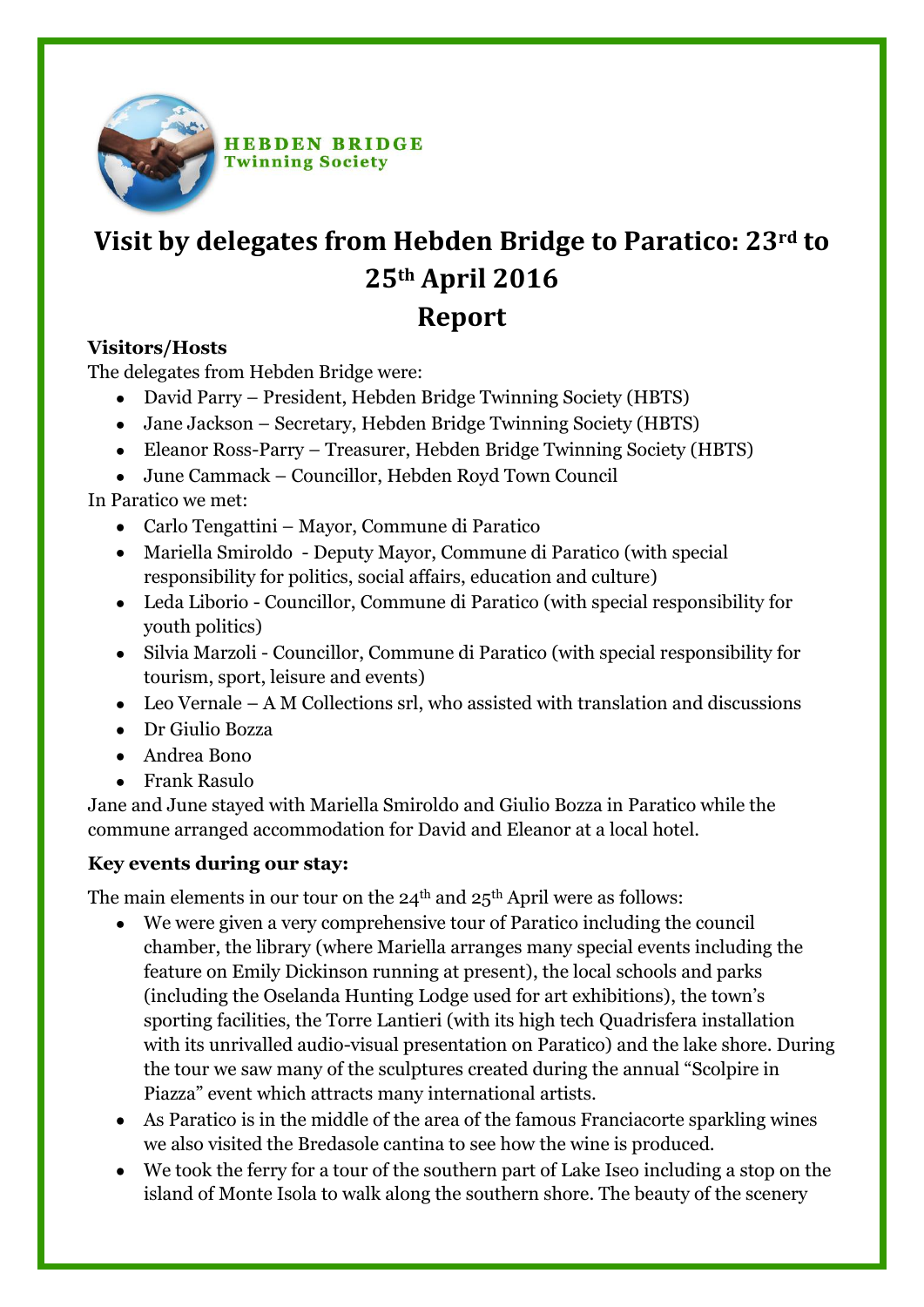HEBDEN BRIDGE
Twinning Society

# Visit by delegates from Hebden Bridge to Paratico: 23rd to 25th April 2016
# Report

### Visitors/Hosts

The delegates from Hebden Bridge were:

- David Parry – President, Hebden Bridge Twinning Society (HBTS)
- Jane Jackson – Secretary, Hebden Bridge Twinning Society (HBTS)
- Eleanor Ross-Parry – Treasurer, Hebden Bridge Twinning Society (HBTS)
- June Cammack – Councillor, Hebden Royd Town Council

In Paratico we met:

- Carlo Tengattini – Mayor, Commune di Paratico
- Mariella Smiroldo - Deputy Mayor, Commune di Paratico (with special responsibility for politics, social affairs, education and culture)
- Leda Liborio - Councillor, Commune di Paratico (with special responsibility for youth politics)
- Silvia Marzoli - Councillor, Commune di Paratico (with special responsibility for tourism, sport, leisure and events)
- Leo Vernale – A M Collections srl, who assisted with translation and discussions
- Dr Giulio Bozza
- Andrea Bono
- Frank Rasulo

Jane and June stayed with Mariella Smiroldo and Giulio Bozza in Paratico while the commune arranged accommodation for David and Eleanor at a local hotel.

### Key events during our stay:

The main elements in our tour on the 24th and 25th April were as follows:

- We were given a very comprehensive tour of Paratico including the council chamber, the library (where Mariella arranges many special events including the feature on Emily Dickinson running at present), the local schools and parks (including the Oselanda Hunting Lodge used for art exhibitions), the town's sporting facilities, the Torre Lantieri (with its high tech Quadrisfera installation with its unrivalled audio-visual presentation on Paratico) and the lake shore. During the tour we saw many of the sculptures created during the annual "Scolpire in Piazza" event which attracts many international artists.
- As Paratico is in the middle of the area of the famous Franciacorte sparkling wines we also visited the Bredasole cantina to see how the wine is produced.
- We took the ferry for a tour of the southern part of Lake Iseo including a stop on the island of Monte Isola to walk along the southern shore. The beauty of the scenery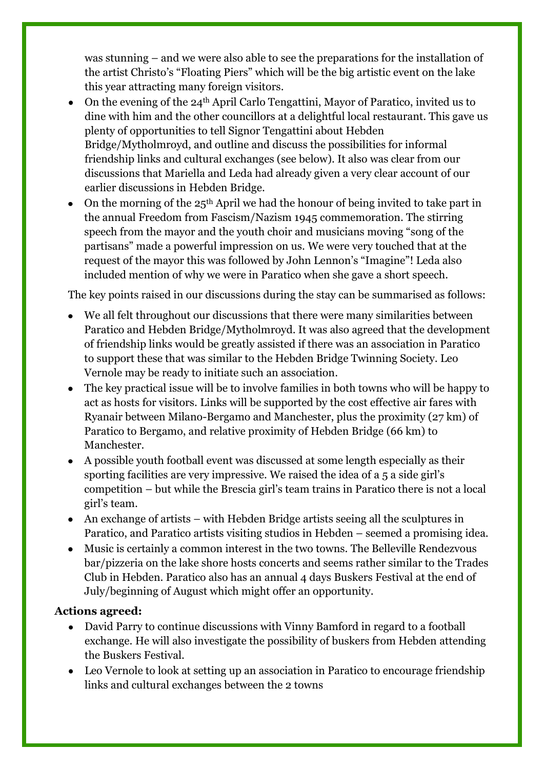was stunning – and we were also able to see the preparations for the installation of the artist Christo's "Floating Piers" which will be the big artistic event on the lake this year attracting many foreign visitors.

- On the evening of the 24th April Carlo Tengattini, Mayor of Paratico, invited us to dine with him and the other councillors at a delightful local restaurant. This gave us plenty of opportunities to tell Signor Tengattini about Hebden Bridge/Mytholmroyd, and outline and discuss the possibilities for informal friendship links and cultural exchanges (see below). It also was clear from our discussions that Mariella and Leda had already given a very clear account of our earlier discussions in Hebden Bridge.
- On the morning of the 25th April we had the honour of being invited to take part in the annual Freedom from Fascism/Nazism 1945 commemoration. The stirring speech from the mayor and the youth choir and musicians moving "song of the partisans" made a powerful impression on us. We were very touched that at the request of the mayor this was followed by John Lennon's "Imagine"! Leda also included mention of why we were in Paratico when she gave a short speech.

The key points raised in our discussions during the stay can be summarised as follows:

- We all felt throughout our discussions that there were many similarities between Paratico and Hebden Bridge/Mytholmroyd. It was also agreed that the development of friendship links would be greatly assisted if there was an association in Paratico to support these that was similar to the Hebden Bridge Twinning Society. Leo Vernole may be ready to initiate such an association.
- The key practical issue will be to involve families in both towns who will be happy to act as hosts for visitors. Links will be supported by the cost effective air fares with Ryanair between Milano-Bergamo and Manchester, plus the proximity (27 km) of Paratico to Bergamo, and relative proximity of Hebden Bridge (66 km) to Manchester.
- A possible youth football event was discussed at some length especially as their sporting facilities are very impressive. We raised the idea of a 5 a side girl's competition – but while the Brescia girl's team trains in Paratico there is not a local girl's team.
- An exchange of artists – with Hebden Bridge artists seeing all the sculptures in Paratico, and Paratico artists visiting studios in Hebden – seemed a promising idea.
- Music is certainly a common interest in the two towns. The Belleville Rendezvous bar/pizzeria on the lake shore hosts concerts and seems rather similar to the Trades Club in Hebden. Paratico also has an annual 4 days Buskers Festival at the end of July/beginning of August which might offer an opportunity.

**Actions agreed:**

- David Parry to continue discussions with Vinny Bamford in regard to a football exchange. He will also investigate the possibility of buskers from Hebden attending the Buskers Festival.
- Leo Vernole to look at setting up an association in Paratico to encourage friendship links and cultural exchanges between the 2 towns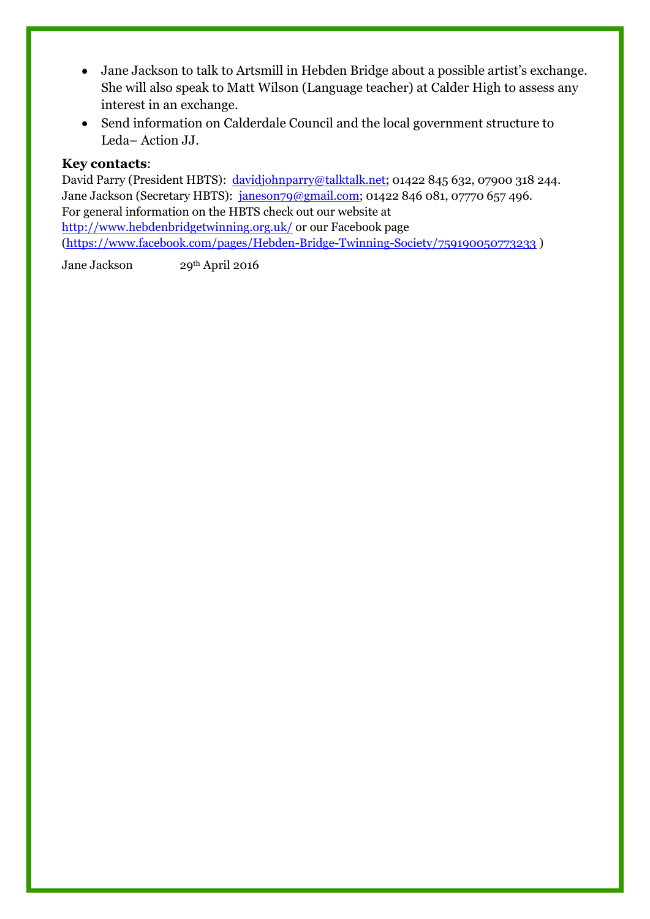- Jane Jackson to talk to Artsmill in Hebden Bridge about a possible artist's exchange. She will also speak to Matt Wilson (Language teacher) at Calder High to assess any interest in an exchange.
- Send information on Calderdale Council and the local government structure to Leda– Action JJ.

**Key contacts**:

David Parry (President HBTS): davidjohnparry@talktalk.net; 01422 845 632, 07900 318 244.
Jane Jackson (Secretary HBTS): janeson79@gmail.com; 01422 846 081, 07770 657 496.
For general information on the HBTS check out our website at
http://www.hebdenbridgetwinning.org.uk/ or our Facebook page
(https://www.facebook.com/pages/Hebden-Bridge-Twinning-Society/759190050773233 )

Jane Jackson 29th April 2016